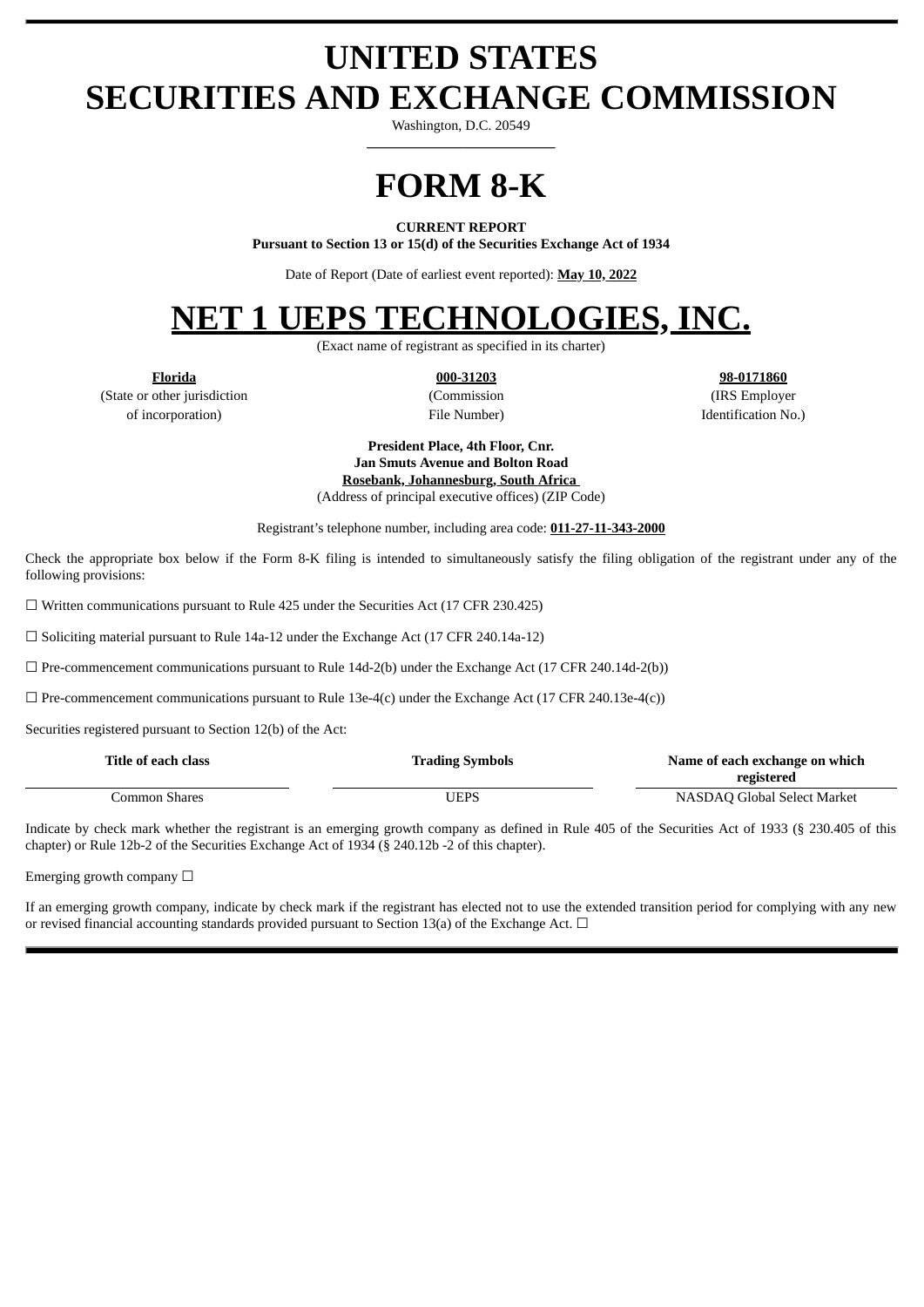# UNITED STATES
# SECURITIES AND EXCHANGE COMMISSION

Washington, D.C. 20549

# FORM 8-K

**CURRENT REPORT**
**Pursuant to Section 13 or 15(d) of the Securities Exchange Act of 1934**

Date of Report (Date of earliest event reported): **May 10, 2022**

# NET 1 UEPS TECHNOLOGIES, INC.

(Exact name of registrant as specified in its charter)

| **Florida** | **000-31203** | **98-0171860** |
| --- | --- | --- |
| (State or other jurisdiction of incorporation) | (Commission File Number) | (IRS Employer Identification No.) |

**President Place, 4th Floor, Cnr.**
**Jan Smuts Avenue and Bolton Road**
**Rosebank, Johannesburg, South Africa**
(Address of principal executive offices) (ZIP Code)

Registrant's telephone number, including area code: **011-27-11-343-2000**

Check the appropriate box below if the Form 8-K filing is intended to simultaneously satisfy the filing obligation of the registrant under any of the following provisions:

☐ Written communications pursuant to Rule 425 under the Securities Act (17 CFR 230.425)

☐ Soliciting material pursuant to Rule 14a-12 under the Exchange Act (17 CFR 240.14a-12)

☐ Pre-commencement communications pursuant to Rule 14d-2(b) under the Exchange Act (17 CFR 240.14d-2(b))

☐ Pre-commencement communications pursuant to Rule 13e-4(c) under the Exchange Act (17 CFR 240.13e-4(c))

Securities registered pursuant to Section 12(b) of the Act:

| Title of each class | Trading Symbols | Name of each exchange on which registered |
| --- | --- | --- |
| Common Shares | UEPS | NASDAQ Global Select Market |

Indicate by check mark whether the registrant is an emerging growth company as defined in Rule 405 of the Securities Act of 1933 (§ 230.405 of this chapter) or Rule 12b-2 of the Securities Exchange Act of 1934 (§ 240.12b -2 of this chapter).

Emerging growth company ☐

If an emerging growth company, indicate by check mark if the registrant has elected not to use the extended transition period for complying with any new or revised financial accounting standards provided pursuant to Section 13(a) of the Exchange Act. ☐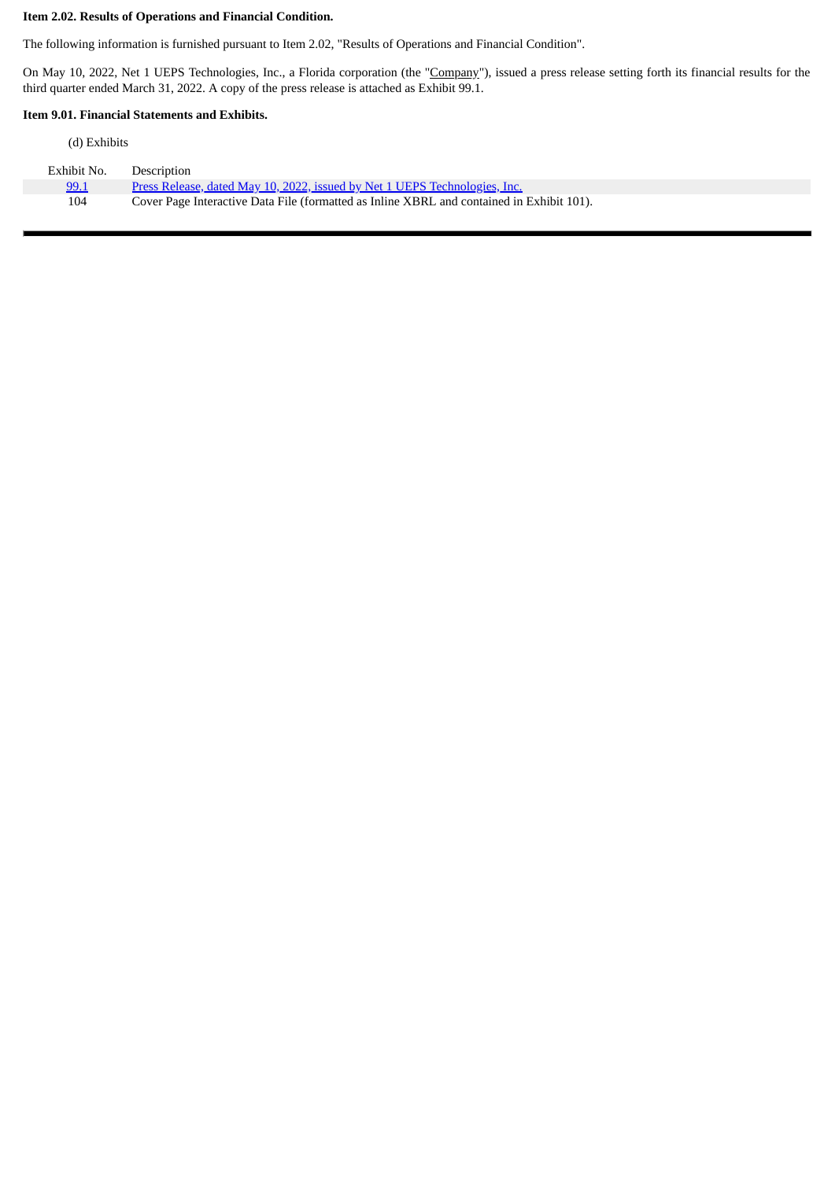**Item 2.02. Results of Operations and Financial Condition.**

The following information is furnished pursuant to Item 2.02, "Results of Operations and Financial Condition".

On May 10, 2022, Net 1 UEPS Technologies, Inc., a Florida corporation (the "Company"), issued a press release setting forth its financial results for the third quarter ended March 31, 2022. A copy of the press release is attached as Exhibit 99.1.

**Item 9.01. Financial Statements and Exhibits.**

(d) Exhibits

| Exhibit No. | Description |
|---|---|
| 99.1 | Press Release, dated May 10, 2022, issued by Net 1 UEPS Technologies, Inc. |
| 104 | Cover Page Interactive Data File (formatted as Inline XBRL and contained in Exhibit 101). |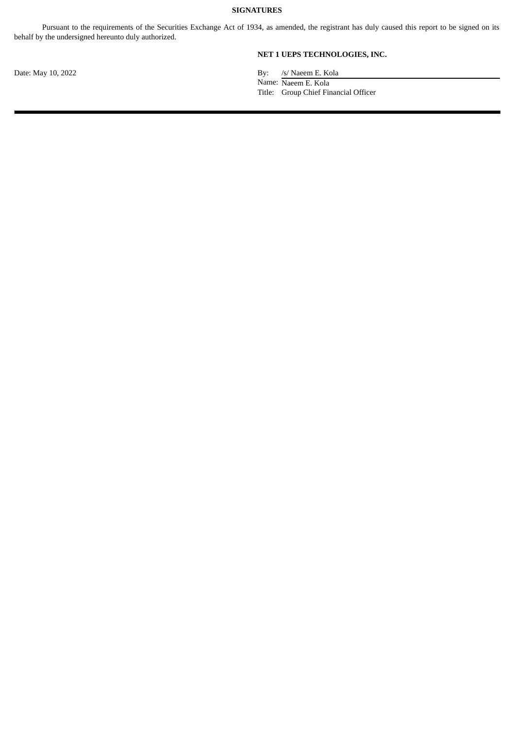**SIGNATURES**

Pursuant to the requirements of the Securities Exchange Act of 1934, as amended, the registrant has duly caused this report to be signed on its behalf by the undersigned hereunto duly authorized.

**NET 1 UEPS TECHNOLOGIES, INC.**

Date: May 10, 2022

By: /s/ Naeem E. Kola
Name: Naeem E. Kola
Title: Group Chief Financial Officer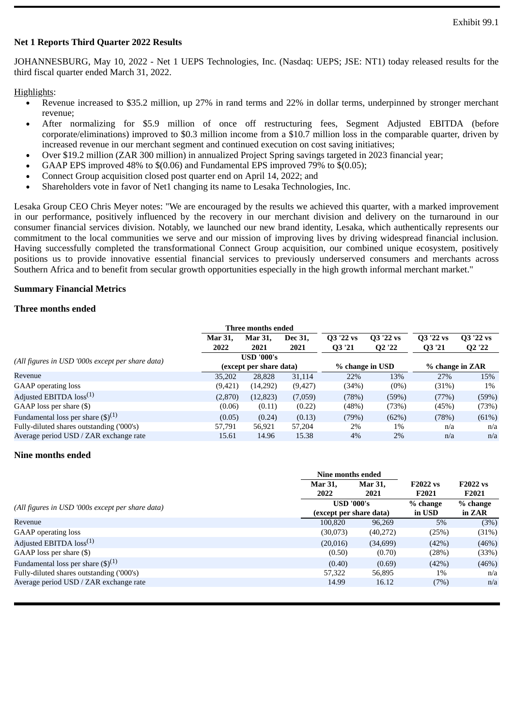Exhibit 99.1

**Net 1 Reports Third Quarter 2022 Results**

JOHANNESBURG, May 10, 2022 - Net 1 UEPS Technologies, Inc. (Nasdaq: UEPS; JSE: NT1) today released results for the third fiscal quarter ended March 31, 2022.

Highlights:

- Revenue increased to \$35.2 million, up 27% in rand terms and 22% in dollar terms, underpinned by stronger merchant revenue;
- After normalizing for \$5.9 million of once off restructuring fees, Segment Adjusted EBITDA (before corporate/eliminations) improved to \$0.3 million income from a \$10.7 million loss in the comparable quarter, driven by increased revenue in our merchant segment and continued execution on cost saving initiatives;
- Over \$19.2 million (ZAR 300 million) in annualized Project Spring savings targeted in 2023 financial year;
- GAAP EPS improved 48% to \$(0.06) and Fundamental EPS improved 79% to \$(0.05);
- Connect Group acquisition closed post quarter end on April 14, 2022; and
- Shareholders vote in favor of Net1 changing its name to Lesaka Technologies, Inc.

Lesaka Group CEO Chris Meyer notes: "We are encouraged by the results we achieved this quarter, with a marked improvement in our performance, positively influenced by the recovery in our merchant division and delivery on the turnaround in our consumer financial services division. Notably, we launched our new brand identity, Lesaka, which authentically represents our commitment to the local communities we serve and our mission of improving lives by driving widespread financial inclusion. Having successfully completed the transformational Connect Group acquisition, our combined unique ecosystem, positively positions us to provide innovative essential financial services to previously underserved consumers and merchants across Southern Africa and to benefit from secular growth opportunities especially in the high growth informal merchant market."

**Summary Financial Metrics**

**Three months ended**

| *(All figures in USD '000s except per share data)* | Three months ended Mar 31, 2022 | Mar 31, 2021 | Dec 31, 2021 | Q3 '22 vs Q3 '21 | Q3 '22 vs Q2 '22 | Q3 '22 vs Q3 '21 | Q3 '22 vs Q2 '22 |
|---|---|---|---|---|---|---|---|
| | USD '000's (except per share data) | | | % change in USD | | % change in ZAR | |
| Revenue | 35,202 | 28,828 | 31,114 | 22% | 13% | 27% | 15% |
| GAAP operating loss | (9,421) | (14,292) | (9,427) | (34%) | (0%) | (31%) | 1% |
| Adjusted EBITDA loss[(1)] | (2,870) | (12,823) | (7,059) | (78%) | (59%) | (77%) | (59%) |
| GAAP loss per share (\$) | (0.06) | (0.11) | (0.22) | (48%) | (73%) | (45%) | (73%) |
| Fundamental loss per share (\$)[(1)] | (0.05) | (0.24) | (0.13) | (79%) | (62%) | (78%) | (61%) |
| Fully-diluted shares outstanding ('000's) | 57,791 | 56,921 | 57,204 | 2% | 1% | n/a | n/a |
| Average period USD / ZAR exchange rate | 15.61 | 14.96 | 15.38 | 4% | 2% | n/a | n/a |

**Nine months ended**

| *(All figures in USD '000s except per share data)* | Nine months ended Mar 31, 2022 | Mar 31, 2021 | F2022 vs F2021 | F2022 vs F2021 |
|---|---|---|---|---|
| | USD '000's (except per share data) | | % change in USD | % change in ZAR |
| Revenue | 100,820 | 96,269 | 5% | (3%) |
| GAAP operating loss | (30,073) | (40,272) | (25%) | (31%) |
| Adjusted EBITDA loss[(1)] | (20,016) | (34,699) | (42%) | (46%) |
| GAAP loss per share (\$) | (0.50) | (0.70) | (28%) | (33%) |
| Fundamental loss per share (\$)[(1)] | (0.40) | (0.69) | (42%) | (46%) |
| Fully-diluted shares outstanding ('000's) | 57,322 | 56,895 | 1% | n/a |
| Average period USD / ZAR exchange rate | 14.99 | 16.12 | (7%) | n/a |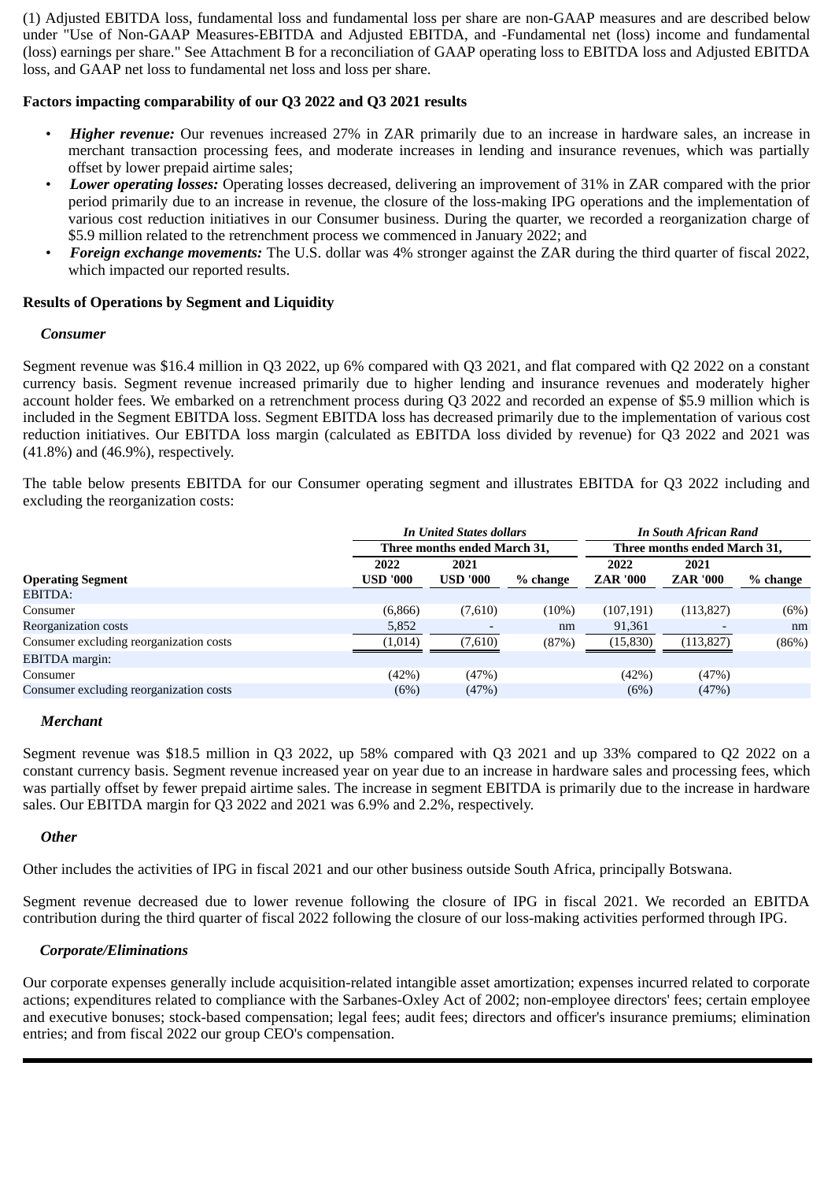(1) Adjusted EBITDA loss, fundamental loss and fundamental loss per share are non-GAAP measures and are described below under "Use of Non-GAAP Measures-EBITDA and Adjusted EBITDA, and -Fundamental net (loss) income and fundamental (loss) earnings per share." See Attachment B for a reconciliation of GAAP operating loss to EBITDA loss and Adjusted EBITDA loss, and GAAP net loss to fundamental net loss and loss per share.

**Factors impacting comparability of our Q3 2022 and Q3 2021 results**

- ***Higher revenue:*** Our revenues increased 27% in ZAR primarily due to an increase in hardware sales, an increase in merchant transaction processing fees, and moderate increases in lending and insurance revenues, which was partially offset by lower prepaid airtime sales;
- ***Lower operating losses:*** Operating losses decreased, delivering an improvement of 31% in ZAR compared with the prior period primarily due to an increase in revenue, the closure of the loss-making IPG operations and the implementation of various cost reduction initiatives in our Consumer business. During the quarter, we recorded a reorganization charge of $5.9 million related to the retrenchment process we commenced in January 2022; and
- ***Foreign exchange movements:*** The U.S. dollar was 4% stronger against the ZAR during the third quarter of fiscal 2022, which impacted our reported results.

**Results of Operations by Segment and Liquidity**

***Consumer***

Segment revenue was $16.4 million in Q3 2022, up 6% compared with Q3 2021, and flat compared with Q2 2022 on a constant currency basis. Segment revenue increased primarily due to higher lending and insurance revenues and moderately higher account holder fees. We embarked on a retrenchment process during Q3 2022 and recorded an expense of $5.9 million which is included in the Segment EBITDA loss. Segment EBITDA loss has decreased primarily due to the implementation of various cost reduction initiatives. Our EBITDA loss margin (calculated as EBITDA loss divided by revenue) for Q3 2022 and 2021 was (41.8%) and (46.9%), respectively.

The table below presents EBITDA for our Consumer operating segment and illustrates EBITDA for Q3 2022 including and excluding the reorganization costs:

| | *In United States dollars* | | | *In South African Rand* | | |
|---|---|---|---|---|---|---|
| | **Three months ended March 31,** | | | **Three months ended March 31,** | | |
| **Operating Segment** | **2022 USD '000** | **2021 USD '000** | **% change** | **2022 ZAR '000** | **2021 ZAR '000** | **% change** |
| EBITDA: | | | | | | |
| Consumer | (6,866) | (7,610) | (10%) | (107,191) | (113,827) | (6%) |
| Reorganization costs | 5,852 | - | nm | 91,361 | - | nm |
| Consumer excluding reorganization costs | (1,014) | (7,610) | (87%) | (15,830) | (113,827) | (86%) |
| EBITDA margin: | | | | | | |
| Consumer | (42%) | (47%) | | (42%) | (47%) | |
| Consumer excluding reorganization costs | (6%) | (47%) | | (6%) | (47%) | |

***Merchant***

Segment revenue was $18.5 million in Q3 2022, up 58% compared with Q3 2021 and up 33% compared to Q2 2022 on a constant currency basis. Segment revenue increased year on year due to an increase in hardware sales and processing fees, which was partially offset by fewer prepaid airtime sales. The increase in segment EBITDA is primarily due to the increase in hardware sales. Our EBITDA margin for Q3 2022 and 2021 was 6.9% and 2.2%, respectively.

***Other***

Other includes the activities of IPG in fiscal 2021 and our other business outside South Africa, principally Botswana.

Segment revenue decreased due to lower revenue following the closure of IPG in fiscal 2021. We recorded an EBITDA contribution during the third quarter of fiscal 2022 following the closure of our loss-making activities performed through IPG.

***Corporate/Eliminations***

Our corporate expenses generally include acquisition-related intangible asset amortization; expenses incurred related to corporate actions; expenditures related to compliance with the Sarbanes-Oxley Act of 2002; non-employee directors' fees; certain employee and executive bonuses; stock-based compensation; legal fees; audit fees; directors and officer's insurance premiums; elimination entries; and from fiscal 2022 our group CEO's compensation.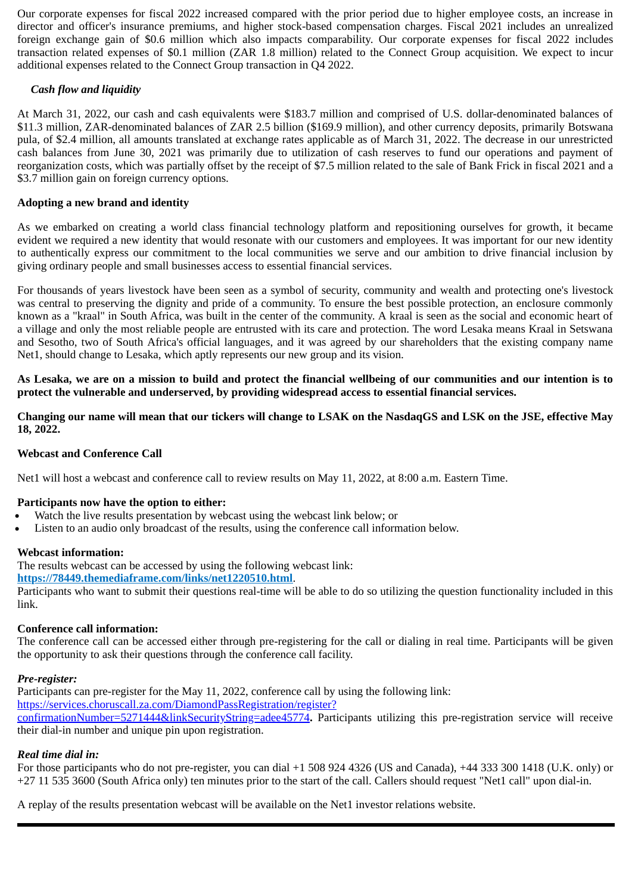Our corporate expenses for fiscal 2022 increased compared with the prior period due to higher employee costs, an increase in director and officer's insurance premiums, and higher stock-based compensation charges. Fiscal 2021 includes an unrealized foreign exchange gain of $0.6 million which also impacts comparability. Our corporate expenses for fiscal 2022 includes transaction related expenses of $0.1 million (ZAR 1.8 million) related to the Connect Group acquisition. We expect to incur additional expenses related to the Connect Group transaction in Q4 2022.

### *Cash flow and liquidity*

At March 31, 2022, our cash and cash equivalents were $183.7 million and comprised of U.S. dollar-denominated balances of $11.3 million, ZAR-denominated balances of ZAR 2.5 billion ($169.9 million), and other currency deposits, primarily Botswana pula, of $2.4 million, all amounts translated at exchange rates applicable as of March 31, 2022. The decrease in our unrestricted cash balances from June 30, 2021 was primarily due to utilization of cash reserves to fund our operations and payment of reorganization costs, which was partially offset by the receipt of $7.5 million related to the sale of Bank Frick in fiscal 2021 and a $3.7 million gain on foreign currency options.

## Adopting a new brand and identity

As we embarked on creating a world class financial technology platform and repositioning ourselves for growth, it became evident we required a new identity that would resonate with our customers and employees. It was important for our new identity to authentically express our commitment to the local communities we serve and our ambition to drive financial inclusion by giving ordinary people and small businesses access to essential financial services.

For thousands of years livestock have been seen as a symbol of security, community and wealth and protecting one's livestock was central to preserving the dignity and pride of a community. To ensure the best possible protection, an enclosure commonly known as a "kraal" in South Africa, was built in the center of the community. A kraal is seen as the social and economic heart of a village and only the most reliable people are entrusted with its care and protection. The word Lesaka means Kraal in Setswana and Sesotho, two of South Africa's official languages, and it was agreed by our shareholders that the existing company name Net1, should change to Lesaka, which aptly represents our new group and its vision.

**As Lesaka, we are on a mission to build and protect the financial wellbeing of our communities and our intention is to protect the vulnerable and underserved, by providing widespread access to essential financial services.**

**Changing our name will mean that our tickers will change to LSAK on the NasdaqGS and LSK on the JSE, effective May 18, 2022.**

## Webcast and Conference Call

Net1 will host a webcast and conference call to review results on May 11, 2022, at 8:00 a.m. Eastern Time.

**Participants now have the option to either:**

- Watch the live results presentation by webcast using the webcast link below; or
- Listen to an audio only broadcast of the results, using the conference call information below.

**Webcast information:**

The results webcast can be accessed by using the following webcast link:
**https://78449.themediaframe.com/links/net1220510.html**.
Participants who want to submit their questions real-time will be able to do so utilizing the question functionality included in this link.

**Conference call information:**

The conference call can be accessed either through pre-registering for the call or dialing in real time. Participants will be given the opportunity to ask their questions through the conference call facility.

***Pre-register:***

Participants can pre-register for the May 11, 2022, conference call by using the following link:
https://services.choruscall.za.com/DiamondPassRegistration/register?confirmationNumber=5271444&linkSecurityString=adee45774**.** Participants utilizing this pre-registration service will receive their dial-in number and unique pin upon registration.

***Real time dial in:***

For those participants who do not pre-register, you can dial +1 508 924 4326 (US and Canada), +44 333 300 1418 (U.K. only) or +27 11 535 3600 (South Africa only) ten minutes prior to the start of the call. Callers should request "Net1 call" upon dial-in.

A replay of the results presentation webcast will be available on the Net1 investor relations website.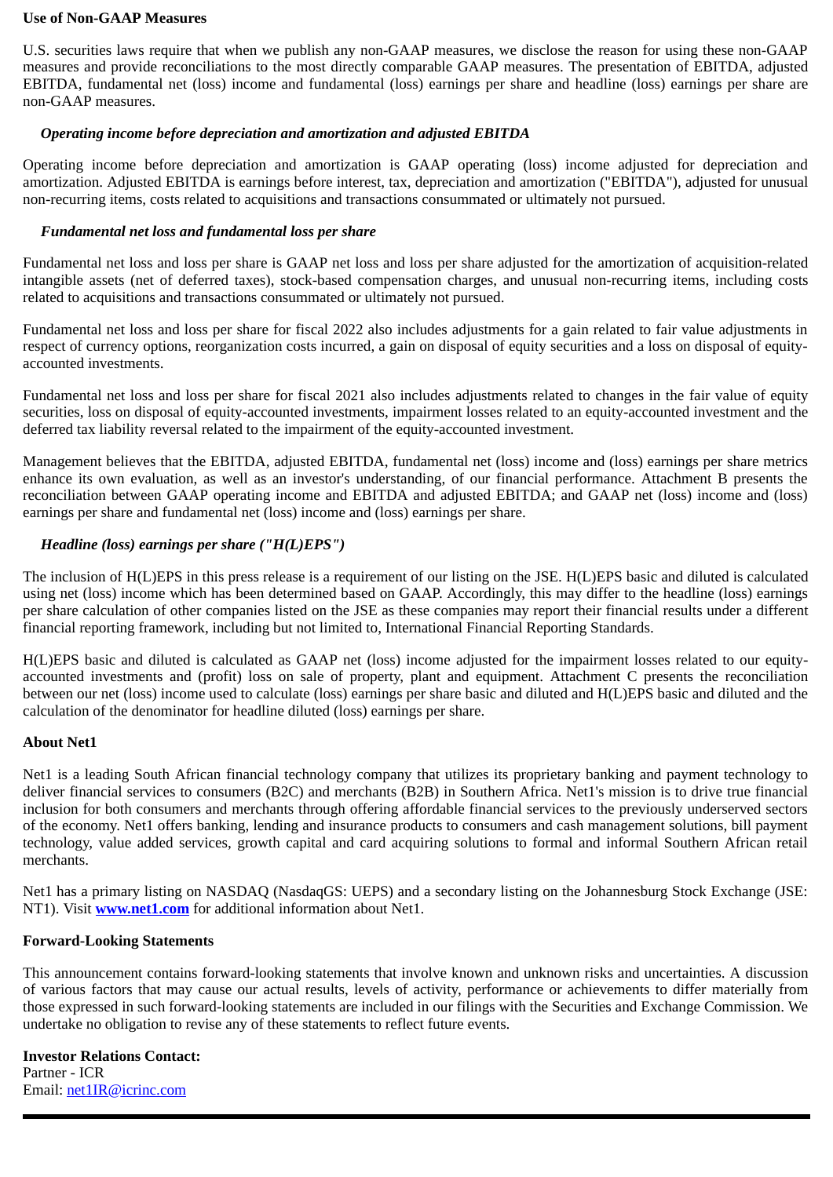**Use of Non-GAAP Measures**

U.S. securities laws require that when we publish any non-GAAP measures, we disclose the reason for using these non-GAAP measures and provide reconciliations to the most directly comparable GAAP measures. The presentation of EBITDA, adjusted EBITDA, fundamental net (loss) income and fundamental (loss) earnings per share and headline (loss) earnings per share are non-GAAP measures.

***Operating income before depreciation and amortization and adjusted EBITDA***

Operating income before depreciation and amortization is GAAP operating (loss) income adjusted for depreciation and amortization. Adjusted EBITDA is earnings before interest, tax, depreciation and amortization ("EBITDA"), adjusted for unusual non-recurring items, costs related to acquisitions and transactions consummated or ultimately not pursued.

***Fundamental net loss and fundamental loss per share***

Fundamental net loss and loss per share is GAAP net loss and loss per share adjusted for the amortization of acquisition-related intangible assets (net of deferred taxes), stock-based compensation charges, and unusual non-recurring items, including costs related to acquisitions and transactions consummated or ultimately not pursued.

Fundamental net loss and loss per share for fiscal 2022 also includes adjustments for a gain related to fair value adjustments in respect of currency options, reorganization costs incurred, a gain on disposal of equity securities and a loss on disposal of equity-accounted investments.

Fundamental net loss and loss per share for fiscal 2021 also includes adjustments related to changes in the fair value of equity securities, loss on disposal of equity-accounted investments, impairment losses related to an equity-accounted investment and the deferred tax liability reversal related to the impairment of the equity-accounted investment.

Management believes that the EBITDA, adjusted EBITDA, fundamental net (loss) income and (loss) earnings per share metrics enhance its own evaluation, as well as an investor's understanding, of our financial performance. Attachment B presents the reconciliation between GAAP operating income and EBITDA and adjusted EBITDA; and GAAP net (loss) income and (loss) earnings per share and fundamental net (loss) income and (loss) earnings per share.

***Headline (loss) earnings per share ("H(L)EPS")***

The inclusion of H(L)EPS in this press release is a requirement of our listing on the JSE. H(L)EPS basic and diluted is calculated using net (loss) income which has been determined based on GAAP. Accordingly, this may differ to the headline (loss) earnings per share calculation of other companies listed on the JSE as these companies may report their financial results under a different financial reporting framework, including but not limited to, International Financial Reporting Standards.

H(L)EPS basic and diluted is calculated as GAAP net (loss) income adjusted for the impairment losses related to our equity-accounted investments and (profit) loss on sale of property, plant and equipment. Attachment C presents the reconciliation between our net (loss) income used to calculate (loss) earnings per share basic and diluted and H(L)EPS basic and diluted and the calculation of the denominator for headline diluted (loss) earnings per share.

**About Net1**

Net1 is a leading South African financial technology company that utilizes its proprietary banking and payment technology to deliver financial services to consumers (B2C) and merchants (B2B) in Southern Africa. Net1's mission is to drive true financial inclusion for both consumers and merchants through offering affordable financial services to the previously underserved sectors of the economy. Net1 offers banking, lending and insurance products to consumers and cash management solutions, bill payment technology, value added services, growth capital and card acquiring solutions to formal and informal Southern African retail merchants.

Net1 has a primary listing on NASDAQ (NasdaqGS: UEPS) and a secondary listing on the Johannesburg Stock Exchange (JSE: NT1). Visit **www.net1.com** for additional information about Net1.

**Forward-Looking Statements**

This announcement contains forward-looking statements that involve known and unknown risks and uncertainties. A discussion of various factors that may cause our actual results, levels of activity, performance or achievements to differ materially from those expressed in such forward-looking statements are included in our filings with the Securities and Exchange Commission. We undertake no obligation to revise any of these statements to reflect future events.

**Investor Relations Contact:**
Partner - ICR
Email: net1IR@icrinc.com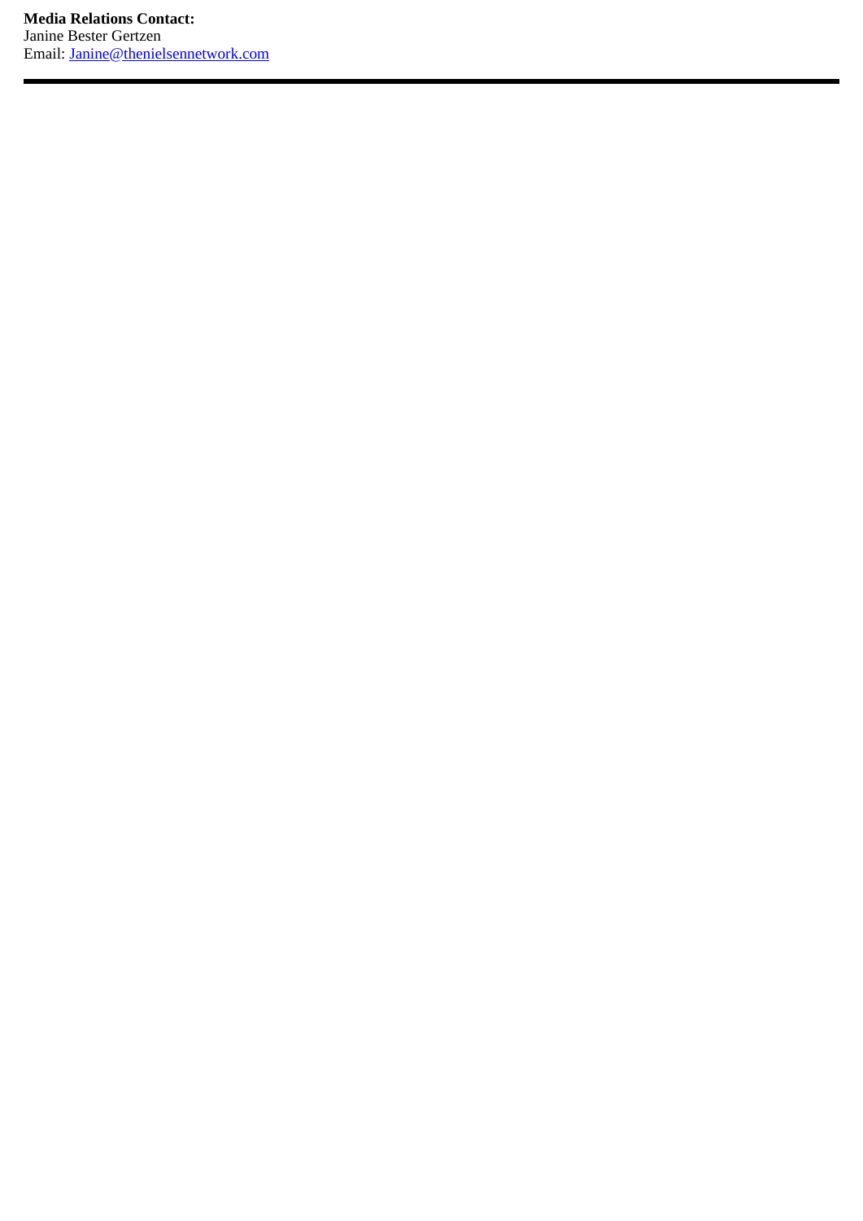**Media Relations Contact:**
Janine Bester Gertzen
Email: Janine@thenielsennetwork.com

---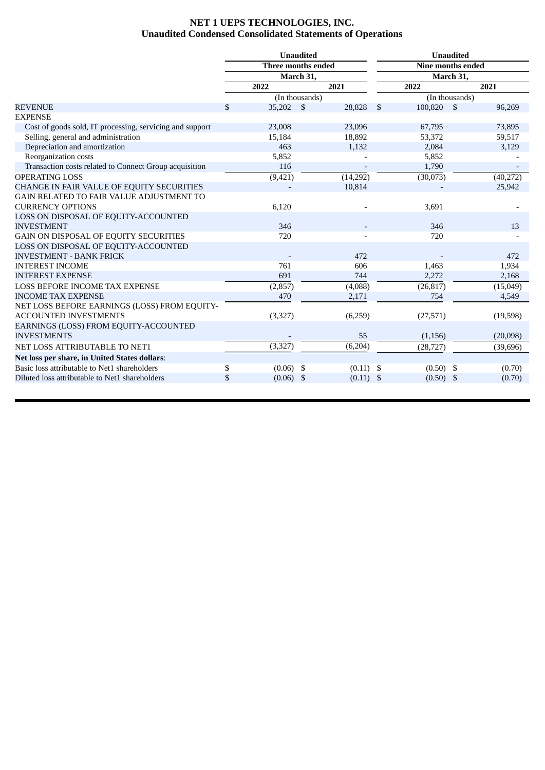# NET 1 UEPS TECHNOLOGIES, INC.
## Unaudited Condensed Consolidated Statements of Operations

| | Unaudited | | Unaudited | |
|---|---|---|---|---|
| | Three months ended | | Nine months ended | |
| | March 31, | | March 31, | |
| | 2022 | 2021 | 2022 | 2021 |
| | (In thousands) | | (In thousands) | |
| REVENUE | $ 35,202 | $ 28,828 | $ 100,820 | $ 96,269 |
| EXPENSE | | | | |
| Cost of goods sold, IT processing, servicing and support | 23,008 | 23,096 | 67,795 | 73,895 |
| Selling, general and administration | 15,184 | 18,892 | 53,372 | 59,517 |
| Depreciation and amortization | 463 | 1,132 | 2,084 | 3,129 |
| Reorganization costs | 5,852 | - | 5,852 | - |
| Transaction costs related to Connect Group acquisition | 116 | - | 1,790 | - |
| OPERATING LOSS | (9,421) | (14,292) | (30,073) | (40,272) |
| CHANGE IN FAIR VALUE OF EQUITY SECURITIES | - | 10,814 | - | 25,942 |
| GAIN RELATED TO FAIR VALUE ADJUSTMENT TO CURRENCY OPTIONS | 6,120 | - | 3,691 | - |
| LOSS ON DISPOSAL OF EQUITY-ACCOUNTED INVESTMENT | 346 | - | 346 | 13 |
| GAIN ON DISPOSAL OF EQUITY SECURITIES | 720 | - | 720 | - |
| LOSS ON DISPOSAL OF EQUITY-ACCOUNTED INVESTMENT - BANK FRICK | - | 472 | - | 472 |
| INTEREST INCOME | 761 | 606 | 1,463 | 1,934 |
| INTEREST EXPENSE | 691 | 744 | 2,272 | 2,168 |
| LOSS BEFORE INCOME TAX EXPENSE | (2,857) | (4,088) | (26,817) | (15,049) |
| INCOME TAX EXPENSE | 470 | 2,171 | 754 | 4,549 |
| NET LOSS BEFORE EARNINGS (LOSS) FROM EQUITY-ACCOUNTED INVESTMENTS | (3,327) | (6,259) | (27,571) | (19,598) |
| EARNINGS (LOSS) FROM EQUITY-ACCOUNTED INVESTMENTS | - | 55 | (1,156) | (20,098) |
| NET LOSS ATTRIBUTABLE TO NET1 | (3,327) | (6,204) | (28,727) | (39,696) |
| **Net loss per share, in United States dollars**: | | | | |
| Basic loss attributable to Net1 shareholders | $ (0.06) | $ (0.11) | $ (0.50) | $ (0.70) |
| Diluted loss attributable to Net1 shareholders | $ (0.06) | $ (0.11) | $ (0.50) | $ (0.70) |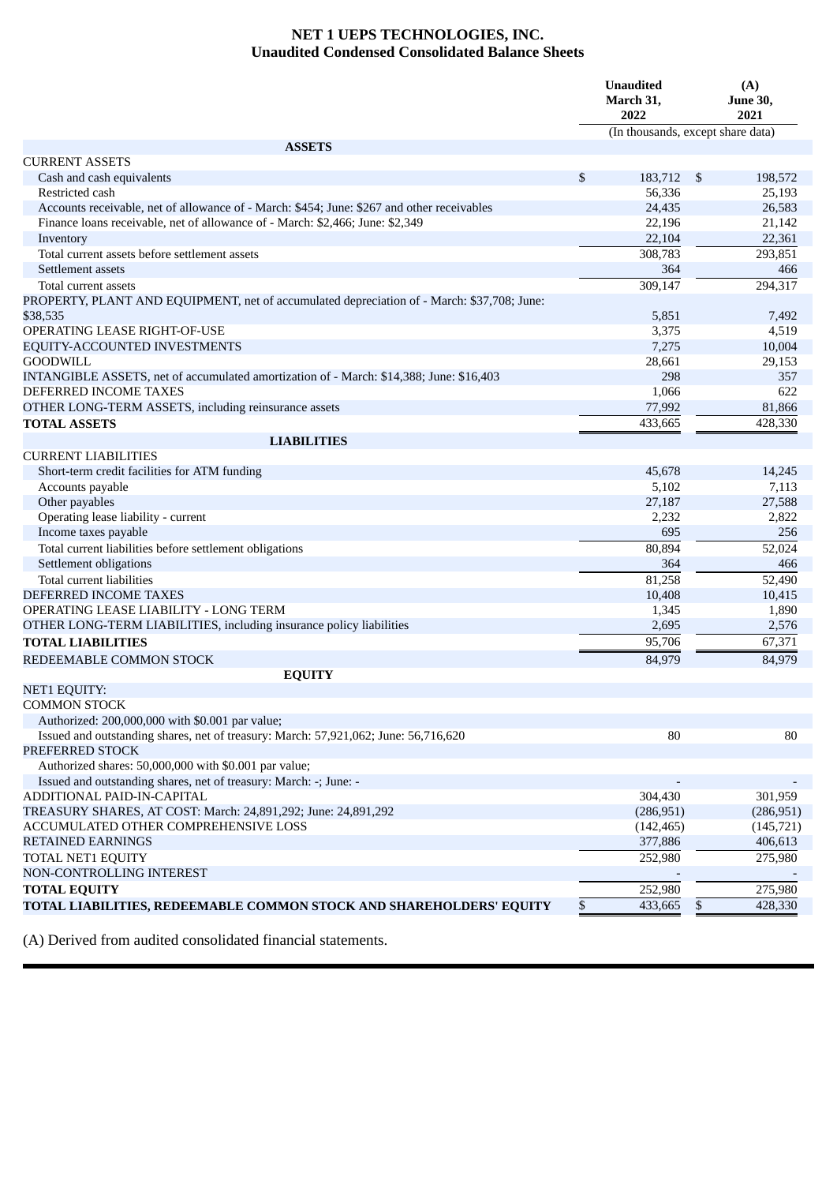# NET 1 UEPS TECHNOLOGIES, INC.
## Unaudited Condensed Consolidated Balance Sheets

| | Unaudited March 31, 2022 | (A) June 30, 2021 |
|---|---|---|
| | (In thousands, except share data) | |
| **ASSETS** | | |
| CURRENT ASSETS | | |
| Cash and cash equivalents | $ 183,712 | $ 198,572 |
| Restricted cash | 56,336 | 25,193 |
| Accounts receivable, net of allowance of - March: $454; June: $267 and other receivables | 24,435 | 26,583 |
| Finance loans receivable, net of allowance of - March: $2,466; June: $2,349 | 22,196 | 21,142 |
| Inventory | 22,104 | 22,361 |
| Total current assets before settlement assets | 308,783 | 293,851 |
| Settlement assets | 364 | 466 |
| Total current assets | 309,147 | 294,317 |
| PROPERTY, PLANT AND EQUIPMENT, net of accumulated depreciation of - March: $37,708; June: $38,535 | 5,851 | 7,492 |
| OPERATING LEASE RIGHT-OF-USE | 3,375 | 4,519 |
| EQUITY-ACCOUNTED INVESTMENTS | 7,275 | 10,004 |
| GOODWILL | 28,661 | 29,153 |
| INTANGIBLE ASSETS, net of accumulated amortization of - March: $14,388; June: $16,403 | 298 | 357 |
| DEFERRED INCOME TAXES | 1,066 | 622 |
| OTHER LONG-TERM ASSETS, including reinsurance assets | 77,992 | 81,866 |
| **TOTAL ASSETS** | 433,665 | 428,330 |
| **LIABILITIES** | | |
| CURRENT LIABILITIES | | |
| Short-term credit facilities for ATM funding | 45,678 | 14,245 |
| Accounts payable | 5,102 | 7,113 |
| Other payables | 27,187 | 27,588 |
| Operating lease liability - current | 2,232 | 2,822 |
| Income taxes payable | 695 | 256 |
| Total current liabilities before settlement obligations | 80,894 | 52,024 |
| Settlement obligations | 364 | 466 |
| Total current liabilities | 81,258 | 52,490 |
| DEFERRED INCOME TAXES | 10,408 | 10,415 |
| OPERATING LEASE LIABILITY - LONG TERM | 1,345 | 1,890 |
| OTHER LONG-TERM LIABILITIES, including insurance policy liabilities | 2,695 | 2,576 |
| **TOTAL LIABILITIES** | 95,706 | 67,371 |
| REDEEMABLE COMMON STOCK | 84,979 | 84,979 |
| **EQUITY** | | |
| NET1 EQUITY: | | |
| COMMON STOCK | | |
| Authorized: 200,000,000 with $0.001 par value; | | |
| Issued and outstanding shares, net of treasury: March: 57,921,062; June: 56,716,620 | 80 | 80 |
| PREFERRED STOCK | | |
| Authorized shares: 50,000,000 with $0.001 par value; | | |
| Issued and outstanding shares, net of treasury: March: -; June: - | - | - |
| ADDITIONAL PAID-IN-CAPITAL | 304,430 | 301,959 |
| TREASURY SHARES, AT COST: March: 24,891,292; June: 24,891,292 | (286,951) | (286,951) |
| ACCUMULATED OTHER COMPREHENSIVE LOSS | (142,465) | (145,721) |
| RETAINED EARNINGS | 377,886 | 406,613 |
| TOTAL NET1 EQUITY | 252,980 | 275,980 |
| NON-CONTROLLING INTEREST | - | - |
| **TOTAL EQUITY** | 252,980 | 275,980 |
| **TOTAL LIABILITIES, REDEEMABLE COMMON STOCK AND SHAREHOLDERS' EQUITY** | $ 433,665 | $ 428,330 |

(A) Derived from audited consolidated financial statements.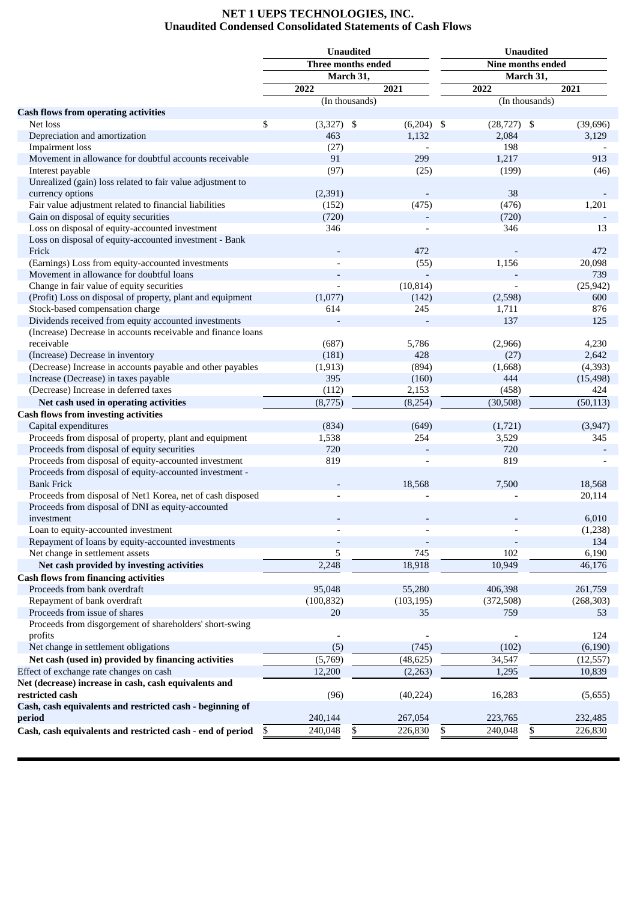# NET 1 UEPS TECHNOLOGIES, INC.
## Unaudited Condensed Consolidated Statements of Cash Flows

| | Unaudited | | Unaudited | |
|---|---|---|---|---|
| | Three months ended | | Nine months ended | |
| | March 31, | | March 31, | |
| | 2022 | 2021 | 2022 | 2021 |
| | (In thousands) | | (In thousands) | |
| **Cash flows from operating activities** | | | | |
| Net loss | $ (3,327) | $ (6,204) | $ (28,727) | $ (39,696) |
| Depreciation and amortization | 463 | 1,132 | 2,084 | 3,129 |
| Impairment loss | (27) | - | 198 | - |
| Movement in allowance for doubtful accounts receivable | 91 | 299 | 1,217 | 913 |
| Interest payable | (97) | (25) | (199) | (46) |
| Unrealized (gain) loss related to fair value adjustment to currency options | (2,391) | - | 38 | - |
| Fair value adjustment related to financial liabilities | (152) | (475) | (476) | 1,201 |
| Gain on disposal of equity securities | (720) | - | (720) | - |
| Loss on disposal of equity-accounted investment | 346 | - | 346 | 13 |
| Loss on disposal of equity-accounted investment - Bank Frick | - | 472 | - | 472 |
| (Earnings) Loss from equity-accounted investments | - | (55) | 1,156 | 20,098 |
| Movement in allowance for doubtful loans | - | - | - | 739 |
| Change in fair value of equity securities | - | (10,814) | - | (25,942) |
| (Profit) Loss on disposal of property, plant and equipment | (1,077) | (142) | (2,598) | 600 |
| Stock-based compensation charge | 614 | 245 | 1,711 | 876 |
| Dividends received from equity accounted investments | - | - | 137 | 125 |
| (Increase) Decrease in accounts receivable and finance loans receivable | (687) | 5,786 | (2,966) | 4,230 |
| (Increase) Decrease in inventory | (181) | 428 | (27) | 2,642 |
| (Decrease) Increase in accounts payable and other payables | (1,913) | (894) | (1,668) | (4,393) |
| Increase (Decrease) in taxes payable | 395 | (160) | 444 | (15,498) |
| (Decrease) Increase in deferred taxes | (112) | 2,153 | (458) | 424 |
| **Net cash used in operating activities** | (8,775) | (8,254) | (30,508) | (50,113) |
| **Cash flows from investing activities** | | | | |
| Capital expenditures | (834) | (649) | (1,721) | (3,947) |
| Proceeds from disposal of property, plant and equipment | 1,538 | 254 | 3,529 | 345 |
| Proceeds from disposal of equity securities | 720 | - | 720 | - |
| Proceeds from disposal of equity-accounted investment | 819 | - | 819 | - |
| Proceeds from disposal of equity-accounted investment - Bank Frick | - | 18,568 | 7,500 | 18,568 |
| Proceeds from disposal of Net1 Korea, net of cash disposed | - | - | - | 20,114 |
| Proceeds from disposal of DNI as equity-accounted investment | - | - | - | 6,010 |
| Loan to equity-accounted investment | - | - | - | (1,238) |
| Repayment of loans by equity-accounted investments | - | - | - | 134 |
| Net change in settlement assets | 5 | 745 | 102 | 6,190 |
| **Net cash provided by investing activities** | 2,248 | 18,918 | 10,949 | 46,176 |
| **Cash flows from financing activities** | | | | |
| Proceeds from bank overdraft | 95,048 | 55,280 | 406,398 | 261,759 |
| Repayment of bank overdraft | (100,832) | (103,195) | (372,508) | (268,303) |
| Proceeds from issue of shares | 20 | 35 | 759 | 53 |
| Proceeds from disgorgement of shareholders' short-swing profits | - | - | - | 124 |
| Net change in settlement obligations | (5) | (745) | (102) | (6,190) |
| **Net cash (used in) provided by financing activities** | (5,769) | (48,625) | 34,547 | (12,557) |
| Effect of exchange rate changes on cash | 12,200 | (2,263) | 1,295 | 10,839 |
| **Net (decrease) increase in cash, cash equivalents and restricted cash** | (96) | (40,224) | 16,283 | (5,655) |
| **Cash, cash equivalents and restricted cash - beginning of period** | 240,144 | 267,054 | 223,765 | 232,485 |
| **Cash, cash equivalents and restricted cash - end of period** | $ 240,048 | $ 226,830 | $ 240,048 | $ 226,830 |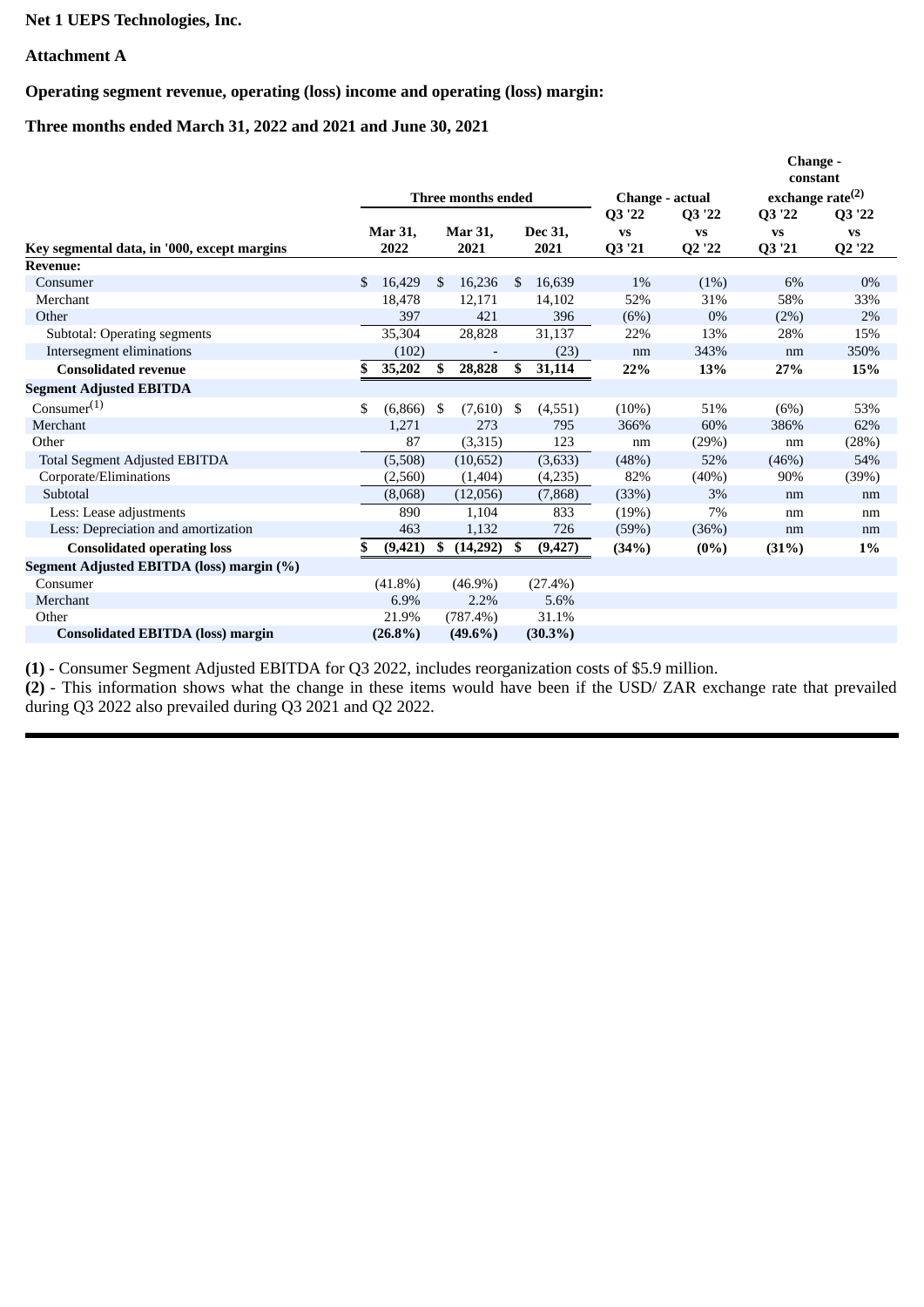**Net 1 UEPS Technologies, Inc.**

**Attachment A**

**Operating segment revenue, operating (loss) income and operating (loss) margin:**

**Three months ended March 31, 2022 and 2021 and June 30, 2021**

| | Three months ended | | | Change - actual | | Change - constant exchange rate[(2)] | |
|---|---|---|---|---|---|---|---|
| **Key segmental data, in '000, except margins** | **Mar 31, 2022** | **Mar 31, 2021** | **Dec 31, 2021** | **Q3 '22 vs Q3 '21** | **Q3 '22 vs Q2 '22** | **Q3 '22 vs Q3 '21** | **Q3 '22 vs Q2 '22** |
| **Revenue:** | | | | | | | |
| Consumer | $ 16,429 | $ 16,236 | $ 16,639 | 1% | (1%) | 6% | 0% |
| Merchant | 18,478 | 12,171 | 14,102 | 52% | 31% | 58% | 33% |
| Other | 397 | 421 | 396 | (6%) | 0% | (2%) | 2% |
| Subtotal: Operating segments | 35,304 | 28,828 | 31,137 | 22% | 13% | 28% | 15% |
| Intersegment eliminations | (102) | - | (23) | nm | 343% | nm | 350% |
| **Consolidated revenue** | **$ 35,202** | **$ 28,828** | **$ 31,114** | **22%** | **13%** | **27%** | **15%** |
| **Segment Adjusted EBITDA** | | | | | | | |
| Consumer[(1)] | $ (6,866) | $ (7,610) | $ (4,551) | (10%) | 51% | (6%) | 53% |
| Merchant | 1,271 | 273 | 795 | 366% | 60% | 386% | 62% |
| Other | 87 | (3,315) | 123 | nm | (29%) | nm | (28%) |
| Total Segment Adjusted EBITDA | (5,508) | (10,652) | (3,633) | (48%) | 52% | (46%) | 54% |
| Corporate/Eliminations | (2,560) | (1,404) | (4,235) | 82% | (40%) | 90% | (39%) |
| Subtotal | (8,068) | (12,056) | (7,868) | (33%) | 3% | nm | nm |
| Less: Lease adjustments | 890 | 1,104 | 833 | (19%) | 7% | nm | nm |
| Less: Depreciation and amortization | 463 | 1,132 | 726 | (59%) | (36%) | nm | nm |
| **Consolidated operating loss** | **$ (9,421)** | **$ (14,292)** | **$ (9,427)** | **(34%)** | **(0%)** | **(31%)** | **1%** |
| **Segment Adjusted EBITDA (loss) margin (%)** | | | | | | | |
| Consumer | (41.8%) | (46.9%) | (27.4%) | | | | |
| Merchant | 6.9% | 2.2% | 5.6% | | | | |
| Other | 21.9% | (787.4%) | 31.1% | | | | |
| **Consolidated EBITDA (loss) margin** | **(26.8%)** | **(49.6%)** | **(30.3%)** | | | | |

**(1)** - Consumer Segment Adjusted EBITDA for Q3 2022, includes reorganization costs of $5.9 million.
**(2)** - This information shows what the change in these items would have been if the USD/ ZAR exchange rate that prevailed during Q3 2022 also prevailed during Q3 2021 and Q2 2022.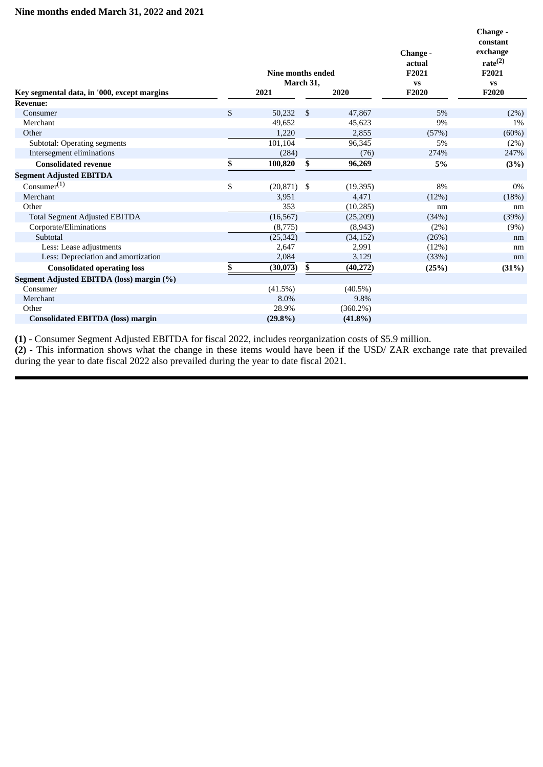### Nine months ended March 31, 2022 and 2021

| Key segmental data, in '000, except margins | Nine months ended March 31, 2021 | Nine months ended March 31, 2020 | Change - actual F2021 vs F2020 | Change - constant exchange rate[2] F2021 vs F2020 |
|---|---|---|---|---|
| **Revenue:** | | | | |
| Consumer | $ 50,232 | $ 47,867 | 5% | (2%) |
| Merchant | 49,652 | 45,623 | 9% | 1% |
| Other | 1,220 | 2,855 | (57%) | (60%) |
| Subtotal: Operating segments | 101,104 | 96,345 | 5% | (2%) |
| Intersegment eliminations | (284) | (76) | 274% | 247% |
| **Consolidated revenue** | **$ 100,820** | **$ 96,269** | **5%** | **(3%)** |
| **Segment Adjusted EBITDA** | | | | |
| Consumer[1] | $ (20,871) | $ (19,395) | 8% | 0% |
| Merchant | 3,951 | 4,471 | (12%) | (18%) |
| Other | 353 | (10,285) | nm | nm |
| Total Segment Adjusted EBITDA | (16,567) | (25,209) | (34%) | (39%) |
| Corporate/Eliminations | (8,775) | (8,943) | (2%) | (9%) |
| Subtotal | (25,342) | (34,152) | (26%) | nm |
| Less: Lease adjustments | 2,647 | 2,991 | (12%) | nm |
| Less: Depreciation and amortization | 2,084 | 3,129 | (33%) | nm |
| **Consolidated operating loss** | **$ (30,073)** | **$ (40,272)** | **(25%)** | **(31%)** |
| **Segment Adjusted EBITDA (loss) margin (%)** | | | | |
| Consumer | (41.5%) | (40.5%) | | |
| Merchant | 8.0% | 9.8% | | |
| Other | 28.9% | (360.2%) | | |
| **Consolidated EBITDA (loss) margin** | **(29.8%)** | **(41.8%)** | | |

**(1)** - Consumer Segment Adjusted EBITDA for fiscal 2022, includes reorganization costs of $5.9 million.
**(2)** - This information shows what the change in these items would have been if the USD/ ZAR exchange rate that prevailed during the year to date fiscal 2022 also prevailed during the year to date fiscal 2021.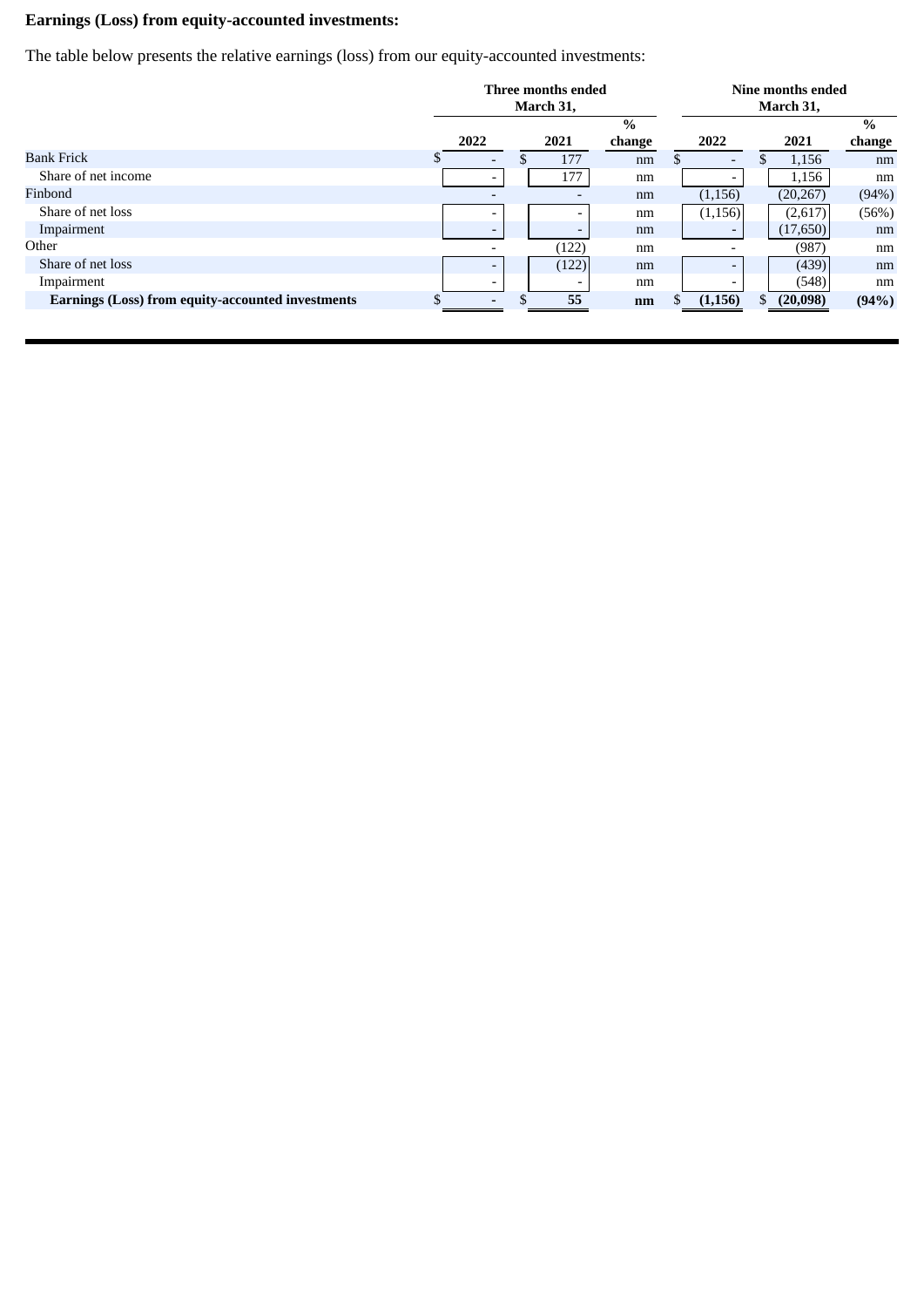**Earnings (Loss) from equity-accounted investments:**

The table below presents the relative earnings (loss) from our equity-accounted investments:

| | Three months ended March 31, | | | Nine months ended March 31, | | |
|---|---|---|---|---|---|---|
| | 2022 | 2021 | % change | 2022 | 2021 | % change |
| Bank Frick | $ - | $ 177 | nm | $ - | $ 1,156 | nm |
| Share of net income | - | 177 | nm | - | 1,156 | nm |
| Finbond | - | - | nm | (1,156) | (20,267) | (94%) |
| Share of net loss | - | - | nm | (1,156) | (2,617) | (56%) |
| Impairment | - | - | nm | - | (17,650) | nm |
| Other | - | (122) | nm | - | (987) | nm |
| Share of net loss | - | (122) | nm | - | (439) | nm |
| Impairment | - | - | nm | - | (548) | nm |
| **Earnings (Loss) from equity-accounted investments** | **$ -** | **$ 55** | **nm** | **$ (1,156)** | **$ (20,098)** | **(94%)** |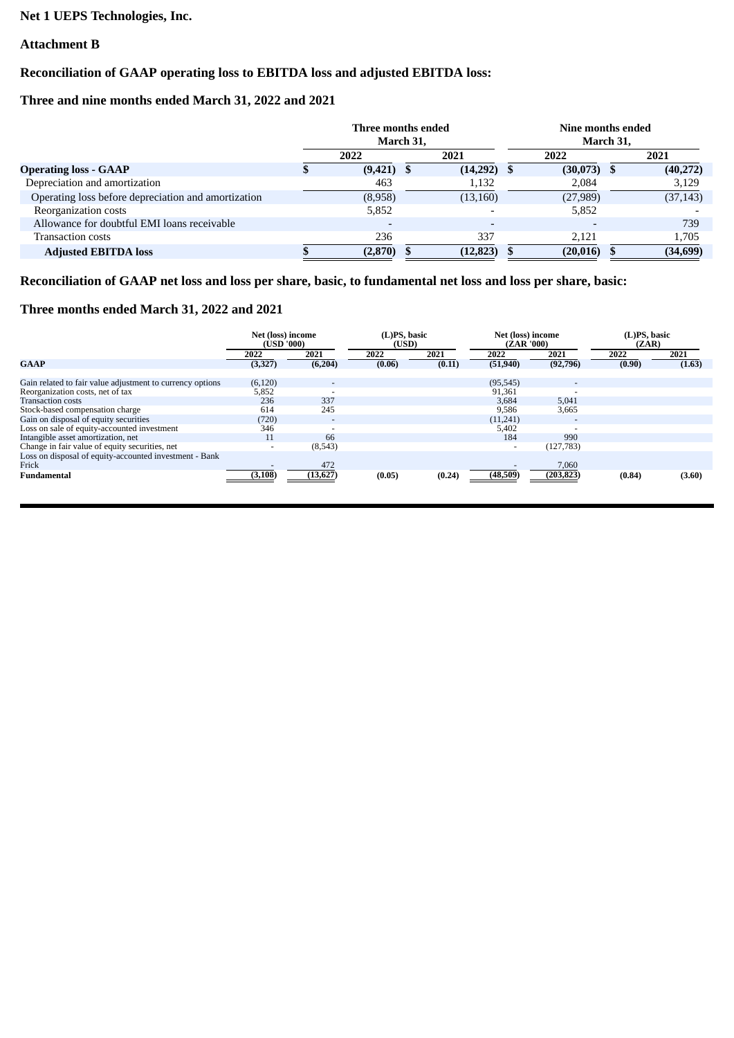**Net 1 UEPS Technologies, Inc.**

**Attachment B**

## Reconciliation of GAAP operating loss to EBITDA loss and adjusted EBITDA loss:

## Three and nine months ended March 31, 2022 and 2021

| | Three months ended March 31, | | Nine months ended March 31, | |
|---|---|---|---|---|
| | 2022 | 2021 | 2022 | 2021 |
| **Operating loss - GAAP** | **$ (9,421)** | **$ (14,292)** | **$ (30,073)** | **$ (40,272)** |
| Depreciation and amortization | 463 | 1,132 | 2,084 | 3,129 |
| Operating loss before depreciation and amortization | (8,958) | (13,160) | (27,989) | (37,143) |
| Reorganization costs | 5,852 | - | 5,852 | - |
| Allowance for doubtful EMI loans receivable | - | - | - | 739 |
| Transaction costs | 236 | 337 | 2,121 | 1,705 |
| **Adjusted EBITDA loss** | **$ (2,870)** | **$ (12,823)** | **$ (20,016)** | **$ (34,699)** |

## Reconciliation of GAAP net loss and loss per share, basic, to fundamental net loss and loss per share, basic:

## Three months ended March 31, 2022 and 2021

| | Net (loss) income (USD '000) | | (L)PS, basic (USD) | | Net (loss) income (ZAR '000) | | (L)PS, basic (ZAR) | |
|---|---|---|---|---|---|---|---|---|
| | 2022 | 2021 | 2022 | 2021 | 2022 | 2021 | 2022 | 2021 |
| **GAAP** | **(3,327)** | **(6,204)** | **(0.06)** | **(0.11)** | **(51,940)** | **(92,796)** | **(0.90)** | **(1.63)** |
| Gain related to fair value adjustment to currency options | (6,120) | - | | | (95,545) | - | | |
| Reorganization costs, net of tax | 5,852 | - | | | 91,361 | - | | |
| Transaction costs | 236 | 337 | | | 3,684 | 5,041 | | |
| Stock-based compensation charge | 614 | 245 | | | 9,586 | 3,665 | | |
| Gain on disposal of equity securities | (720) | - | | | (11,241) | - | | |
| Loss on sale of equity-accounted investment | 346 | - | | | 5,402 | - | | |
| Intangible asset amortization, net | 11 | 66 | | | 184 | 990 | | |
| Change in fair value of equity securities, net | - | (8,543) | | | - | (127,783) | | |
| Loss on disposal of equity-accounted investment - Bank Frick | - | 472 | | | - | 7,060 | | |
| **Fundamental** | **(3,108)** | **(13,627)** | **(0.05)** | **(0.24)** | **(48,509)** | **(203,823)** | **(0.84)** | **(3.60)** |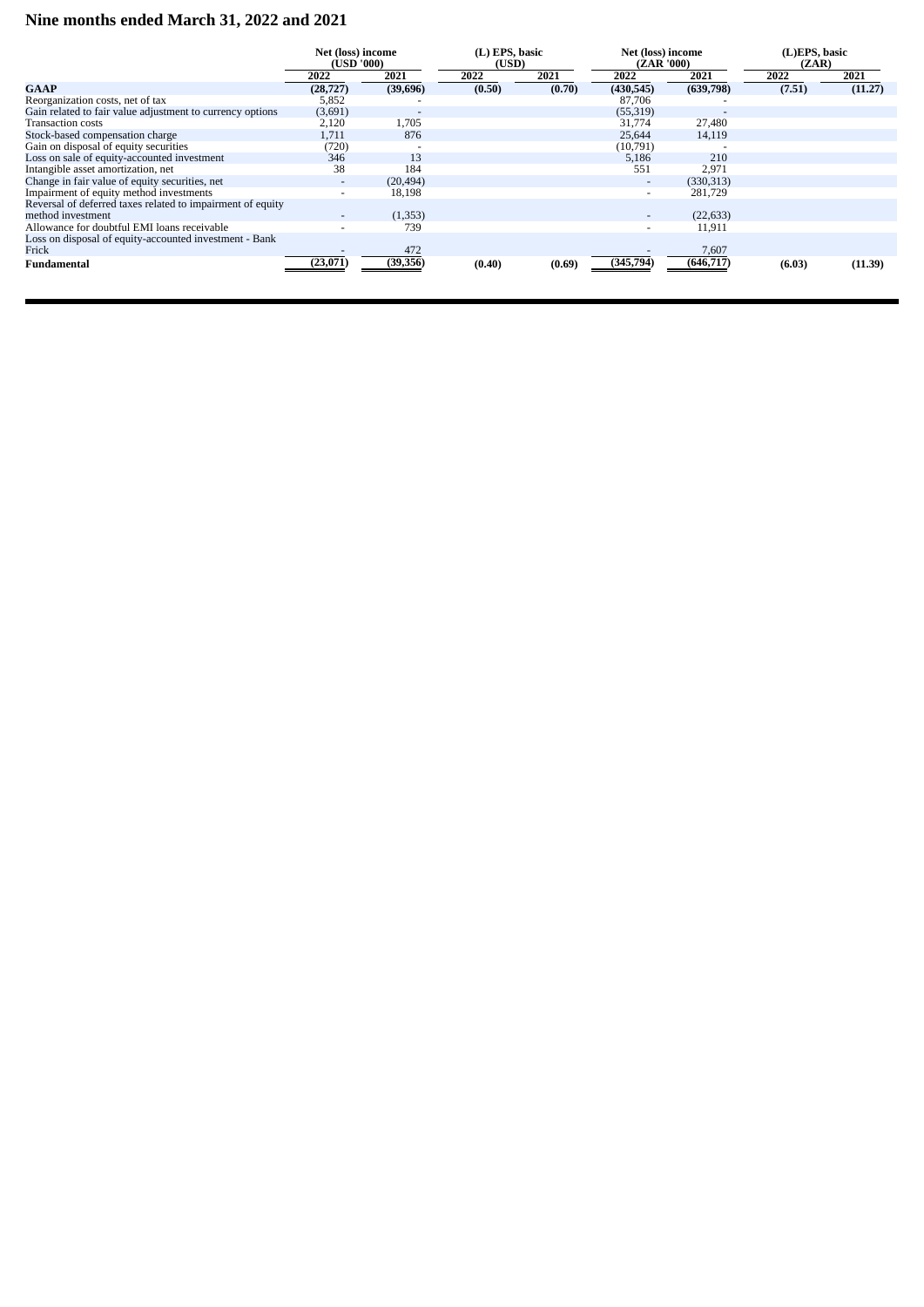## Nine months ended March 31, 2022 and 2021

| | Net (loss) income (USD '000) | | (L) EPS, basic (USD) | | Net (loss) income (ZAR '000) | | (L)EPS, basic (ZAR) | |
|---|---|---|---|---|---|---|---|---|
| | 2022 | 2021 | 2022 | 2021 | 2022 | 2021 | 2022 | 2021 |
| **GAAP** | **(28,727)** | **(39,696)** | **(0.50)** | **(0.70)** | **(430,545)** | **(639,798)** | **(7.51)** | **(11.27)** |
| Reorganization costs, net of tax | 5,852 | - | | | 87,706 | - | | |
| Gain related to fair value adjustment to currency options | (3,691) | - | | | (55,319) | - | | |
| Transaction costs | 2,120 | 1,705 | | | 31,774 | 27,480 | | |
| Stock-based compensation charge | 1,711 | 876 | | | 25,644 | 14,119 | | |
| Gain on disposal of equity securities | (720) | - | | | (10,791) | - | | |
| Loss on sale of equity-accounted investment | 346 | 13 | | | 5,186 | 210 | | |
| Intangible asset amortization, net | 38 | 184 | | | 551 | 2,971 | | |
| Change in fair value of equity securities, net | - | (20,494) | | | - | (330,313) | | |
| Impairment of equity method investments | - | 18,198 | | | - | 281,729 | | |
| Reversal of deferred taxes related to impairment of equity method investment | - | (1,353) | | | - | (22,633) | | |
| Allowance for doubtful EMI loans receivable | - | 739 | | | - | 11,911 | | |
| Loss on disposal of equity-accounted investment - Bank Frick | - | 472 | | | - | 7,607 | | |
| **Fundamental** | **(23,071)** | **(39,356)** | **(0.40)** | **(0.69)** | **(345,794)** | **(646,717)** | **(6.03)** | **(11.39)** |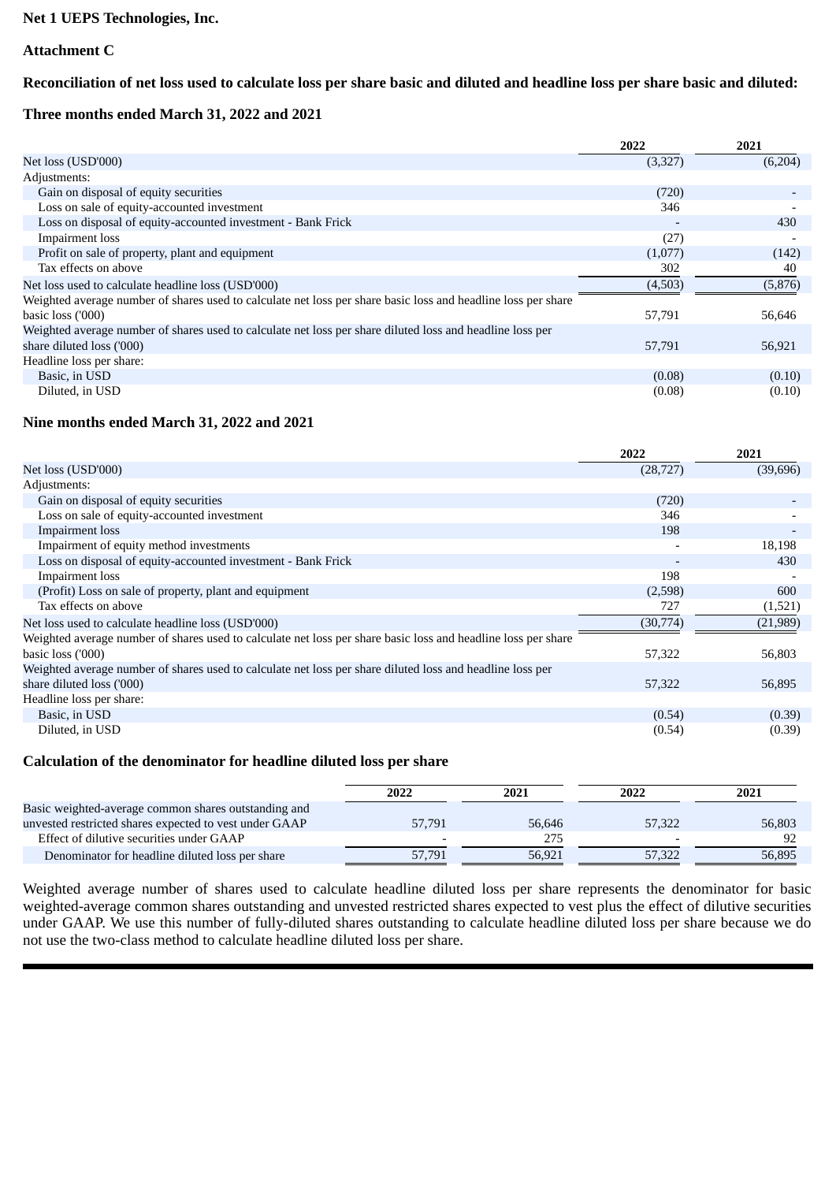**Net 1 UEPS Technologies, Inc.**

**Attachment C**

**Reconciliation of net loss used to calculate loss per share basic and diluted and headline loss per share basic and diluted:**

**Three months ended March 31, 2022 and 2021**

| | 2022 | 2021 |
|---|---|---|
| Net loss (USD'000) | (3,327) | (6,204) |
| Adjustments: | | |
| Gain on disposal of equity securities | (720) | - |
| Loss on sale of equity-accounted investment | 346 | - |
| Loss on disposal of equity-accounted investment - Bank Frick | - | 430 |
| Impairment loss | (27) | - |
| Profit on sale of property, plant and equipment | (1,077) | (142) |
| Tax effects on above | 302 | 40 |
| Net loss used to calculate headline loss (USD'000) | (4,503) | (5,876) |
| Weighted average number of shares used to calculate net loss per share basic loss and headline loss per share basic loss ('000) | 57,791 | 56,646 |
| Weighted average number of shares used to calculate net loss per share diluted loss and headline loss per share diluted loss ('000) | 57,791 | 56,921 |
| Headline loss per share: | | |
| Basic, in USD | (0.08) | (0.10) |
| Diluted, in USD | (0.08) | (0.10) |

**Nine months ended March 31, 2022 and 2021**

| | 2022 | 2021 |
|---|---|---|
| Net loss (USD'000) | (28,727) | (39,696) |
| Adjustments: | | |
| Gain on disposal of equity securities | (720) | - |
| Loss on sale of equity-accounted investment | 346 | - |
| Impairment loss | 198 | - |
| Impairment of equity method investments | - | 18,198 |
| Loss on disposal of equity-accounted investment - Bank Frick | - | 430 |
| Impairment loss | 198 | - |
| (Profit) Loss on sale of property, plant and equipment | (2,598) | 600 |
| Tax effects on above | 727 | (1,521) |
| Net loss used to calculate headline loss (USD'000) | (30,774) | (21,989) |
| Weighted average number of shares used to calculate net loss per share basic loss and headline loss per share basic loss ('000) | 57,322 | 56,803 |
| Weighted average number of shares used to calculate net loss per share diluted loss and headline loss per share diluted loss ('000) | 57,322 | 56,895 |
| Headline loss per share: | | |
| Basic, in USD | (0.54) | (0.39) |
| Diluted, in USD | (0.54) | (0.39) |

**Calculation of the denominator for headline diluted loss per share**

| | 2022 | 2021 | 2022 | 2021 |
|---|---|---|---|---|
| Basic weighted-average common shares outstanding and unvested restricted shares expected to vest under GAAP | 57,791 | 56,646 | 57,322 | 56,803 |
| Effect of dilutive securities under GAAP | - | 275 | - | 92 |
| Denominator for headline diluted loss per share | 57,791 | 56,921 | 57,322 | 56,895 |

Weighted average number of shares used to calculate headline diluted loss per share represents the denominator for basic weighted-average common shares outstanding and unvested restricted shares expected to vest plus the effect of dilutive securities under GAAP. We use this number of fully-diluted shares outstanding to calculate headline diluted loss per share because we do not use the two-class method to calculate headline diluted loss per share.